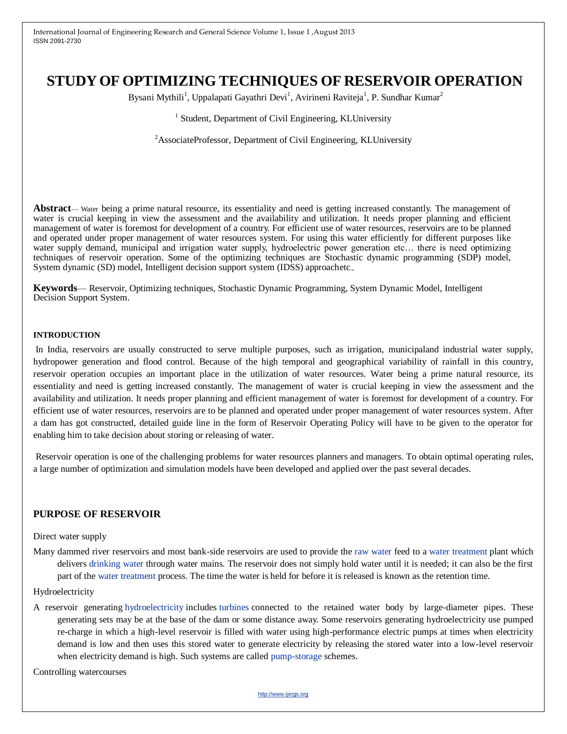# STUDY OF OPTIMIZING TECHNIQUES OF RESERVOIR OPERATION

Bysani Mythili[1], Uppalapati Gayathri Devi[1], Avirineni Raviteja[1], P. Sundhar Kumar[2]

[1] Student, Department of Civil Engineering, KLUniversity

[2]AssociateProfessor, Department of Civil Engineering, KLUniversity

**Abstract**— Water being a prime natural resource, its essentiality and need is getting increased constantly. The management of water is crucial keeping in view the assessment and the availability and utilization. It needs proper planning and efficient management of water is foremost for development of a country. For efficient use of water resources, reservoirs are to be planned and operated under proper management of water resources system. For using this water efficiently for different purposes like water supply demand, municipal and irrigation water supply, hydroelectric power generation etc… there is need optimizing techniques of reservoir operation. Some of the optimizing techniques are Stochastic dynamic programming (SDP) model, System dynamic (SD) model, Intelligent decision support system (IDSS) approachetc.,

**Keywords**— Reservoir, Optimizing techniques, Stochastic Dynamic Programming, System Dynamic Model, Intelligent Decision Support System.

## INTRODUCTION

In India, reservoirs are usually constructed to serve multiple purposes, such as irrigation, municipaland industrial water supply, hydropower generation and flood control. Because of the high temporal and geographical variability of rainfall in this country, reservoir operation occupies an important place in the utilization of water resources. Water being a prime natural resource, its essentiality and need is getting increased constantly. The management of water is crucial keeping in view the assessment and the availability and utilization. It needs proper planning and efficient management of water is foremost for development of a country. For efficient use of water resources, reservoirs are to be planned and operated under proper management of water resources system. After a dam has got constructed, detailed guide line in the form of Reservoir Operating Policy will have to be given to the operator for enabling him to take decision about storing or releasing of water.

Reservoir operation is one of the challenging problems for water resources planners and managers. To obtain optimal operating rules, a large number of optimization and simulation models have been developed and applied over the past several decades.

## PURPOSE OF RESERVOIR

Direct water supply

Many dammed river reservoirs and most bank-side reservoirs are used to provide the raw water feed to a water treatment plant which delivers drinking water through water mains. The reservoir does not simply hold water until it is needed; it can also be the first part of the water treatment process. The time the water is held for before it is released is known as the retention time.

Hydroelectricity

A reservoir generating hydroelectricity includes turbines connected to the retained water body by large-diameter pipes. These generating sets may be at the base of the dam or some distance away. Some reservoirs generating hydroelectricity use pumped re-charge in which a high-level reservoir is filled with water using high-performance electric pumps at times when electricity demand is low and then uses this stored water to generate electricity by releasing the stored water into a low-level reservoir when electricity demand is high. Such systems are called pump-storage schemes.

Controlling watercourses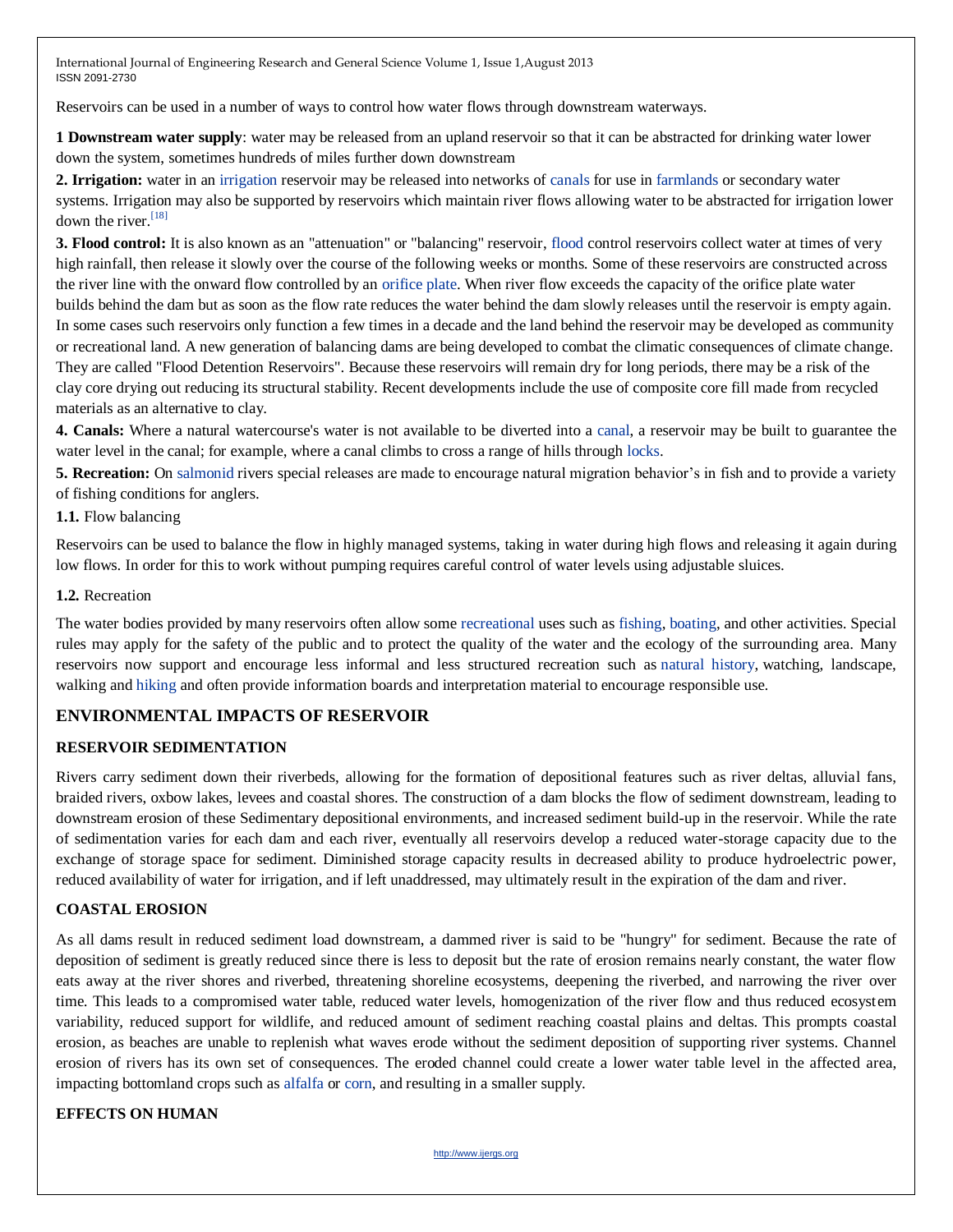Reservoirs can be used in a number of ways to control how water flows through downstream waterways.

**1 Downstream water supply**: water may be released from an upland reservoir so that it can be abstracted for drinking water lower down the system, sometimes hundreds of miles further down downstream

**2. Irrigation:** water in an irrigation reservoir may be released into networks of canals for use in farmlands or secondary water systems. Irrigation may also be supported by reservoirs which maintain river flows allowing water to be abstracted for irrigation lower down the river.[18]

**3. Flood control:** It is also known as an "attenuation" or "balancing" reservoir, flood control reservoirs collect water at times of very high rainfall, then release it slowly over the course of the following weeks or months. Some of these reservoirs are constructed across the river line with the onward flow controlled by an orifice plate. When river flow exceeds the capacity of the orifice plate water builds behind the dam but as soon as the flow rate reduces the water behind the dam slowly releases until the reservoir is empty again. In some cases such reservoirs only function a few times in a decade and the land behind the reservoir may be developed as community or recreational land. A new generation of balancing dams are being developed to combat the climatic consequences of climate change. They are called "Flood Detention Reservoirs". Because these reservoirs will remain dry for long periods, there may be a risk of the clay core drying out reducing its structural stability. Recent developments include the use of composite core fill made from recycled materials as an alternative to clay.

**4. Canals:** Where a natural watercourse's water is not available to be diverted into a canal, a reservoir may be built to guarantee the water level in the canal; for example, where a canal climbs to cross a range of hills through locks.

**5. Recreation:** On salmonid rivers special releases are made to encourage natural migration behavior's in fish and to provide a variety of fishing conditions for anglers.

**1.1.** Flow balancing

Reservoirs can be used to balance the flow in highly managed systems, taking in water during high flows and releasing it again during low flows. In order for this to work without pumping requires careful control of water levels using adjustable sluices.

**1.2.** Recreation

The water bodies provided by many reservoirs often allow some recreational uses such as fishing, boating, and other activities. Special rules may apply for the safety of the public and to protect the quality of the water and the ecology of the surrounding area. Many reservoirs now support and encourage less informal and less structured recreation such as natural history, watching, landscape, walking and hiking and often provide information boards and interpretation material to encourage responsible use.

## ENVIRONMENTAL IMPACTS OF RESERVOIR

### RESERVOIR SEDIMENTATION

Rivers carry sediment down their riverbeds, allowing for the formation of depositional features such as river deltas, alluvial fans, braided rivers, oxbow lakes, levees and coastal shores. The construction of a dam blocks the flow of sediment downstream, leading to downstream erosion of these Sedimentary depositional environments, and increased sediment build-up in the reservoir. While the rate of sedimentation varies for each dam and each river, eventually all reservoirs develop a reduced water-storage capacity due to the exchange of storage space for sediment. Diminished storage capacity results in decreased ability to produce hydroelectric power, reduced availability of water for irrigation, and if left unaddressed, may ultimately result in the expiration of the dam and river.

### COASTAL EROSION

As all dams result in reduced sediment load downstream, a dammed river is said to be "hungry" for sediment. Because the rate of deposition of sediment is greatly reduced since there is less to deposit but the rate of erosion remains nearly constant, the water flow eats away at the river shores and riverbed, threatening shoreline ecosystems, deepening the riverbed, and narrowing the river over time. This leads to a compromised water table, reduced water levels, homogenization of the river flow and thus reduced ecosystem variability, reduced support for wildlife, and reduced amount of sediment reaching coastal plains and deltas. This prompts coastal erosion, as beaches are unable to replenish what waves erode without the sediment deposition of supporting river systems. Channel erosion of rivers has its own set of consequences. The eroded channel could create a lower water table level in the affected area, impacting bottomland crops such as alfalfa or corn, and resulting in a smaller supply.

### EFFECTS ON HUMAN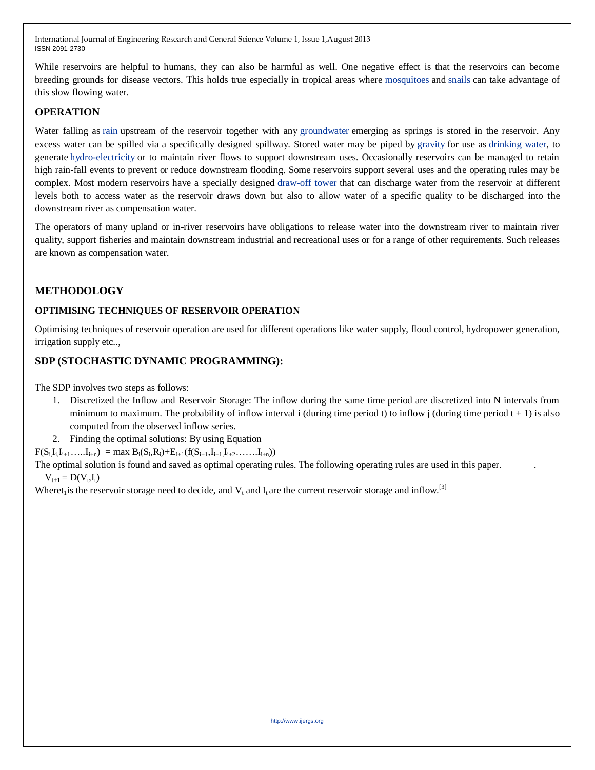While reservoirs are helpful to humans, they can also be harmful as well. One negative effect is that the reservoirs can become breeding grounds for disease vectors. This holds true especially in tropical areas where mosquitoes and snails can take advantage of this slow flowing water.

## OPERATION

Water falling as rain upstream of the reservoir together with any groundwater emerging as springs is stored in the reservoir. Any excess water can be spilled via a specifically designed spillway. Stored water may be piped by gravity for use as drinking water, to generate hydro-electricity or to maintain river flows to support downstream uses. Occasionally reservoirs can be managed to retain high rain-fall events to prevent or reduce downstream flooding. Some reservoirs support several uses and the operating rules may be complex. Most modern reservoirs have a specially designed draw-off tower that can discharge water from the reservoir at different levels both to access water as the reservoir draws down but also to allow water of a specific quality to be discharged into the downstream river as compensation water.

The operators of many upland or in-river reservoirs have obligations to release water into the downstream river to maintain river quality, support fisheries and maintain downstream industrial and recreational uses or for a range of other requirements. Such releases are known as compensation water.

## METHODOLOGY

### OPTIMISING TECHNIQUES OF RESERVOIR OPERATION

Optimising techniques of reservoir operation are used for different operations like water supply, flood control, hydropower generation, irrigation supply etc..,

## SDP (STOCHASTIC DYNAMIC PROGRAMMING):

The SDP involves two steps as follows:

1. Discretized the Inflow and Reservoir Storage: The inflow during the same time period are discretized into N intervals from minimum to maximum. The probability of inflow interval i (during time period t) to inflow j (during time period t + 1) is also computed from the observed inflow series.
2. Finding the optimal solutions: By using Equation

$F(S_i, I_i, I_{i+1} \ldots . . I_{i+n}) = \max B_i(S_i, R_i) + E_{i+1}(f(S_{i+1}, I_{i+1}, I_{i+2} \ldots \ldots . I_{i+n}))$

The optimal solution is found and saved as optimal operating rules. The following operating rules are used in this paper.

$V_{t+1} = D(V_t, I_t)$

Where$t_1$is the reservoir storage need to decide, and $V_t$ and $I_t$ are the current reservoir storage and inflow.[3]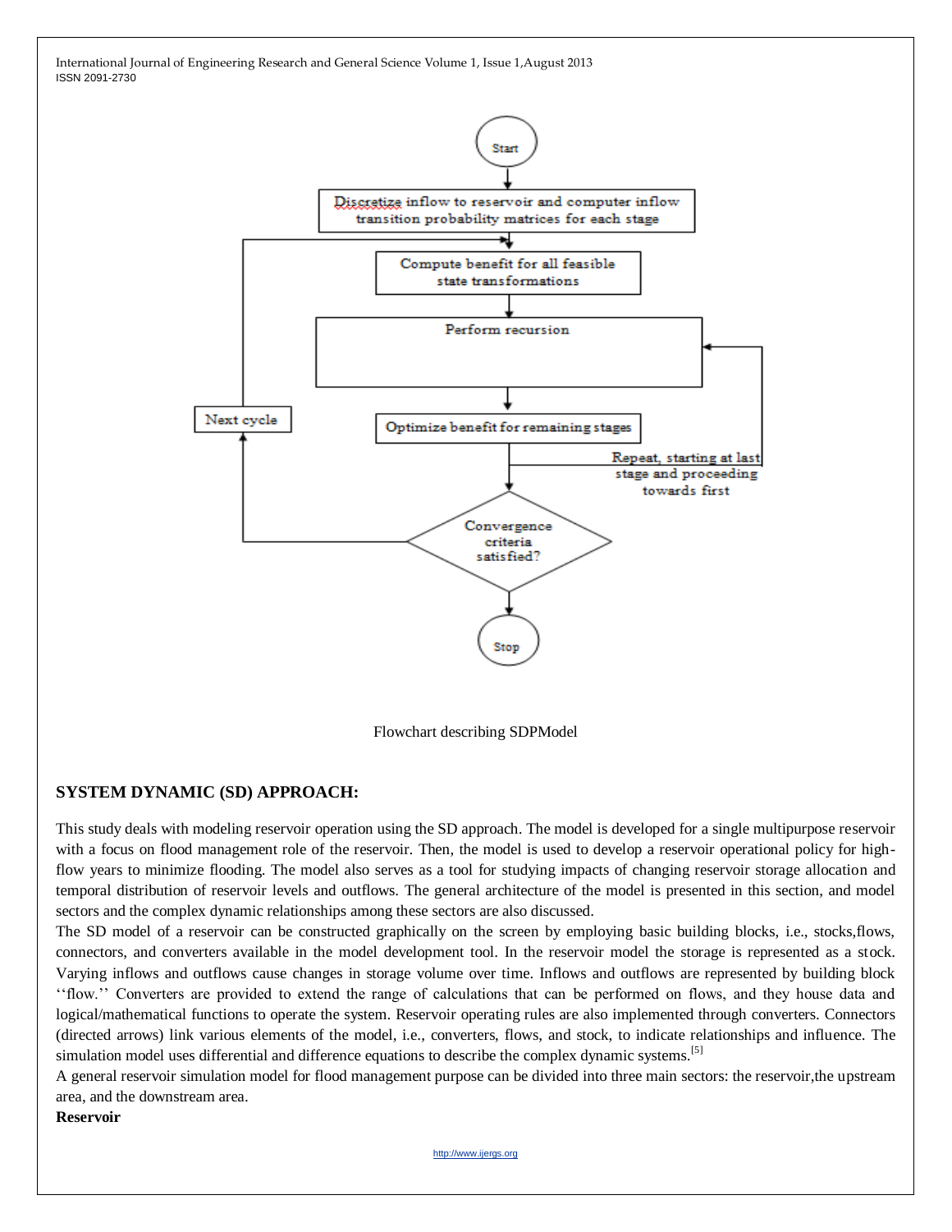Start

Discretize inflow to reservoir and computer inflow transition probability matrices for each stage

Compute benefit for all feasible state transformations

Perform recursion

Optimize benefit for remaining stages

Repeat, starting at last stage and proceeding towards first

Convergence criteria satisfied?

Next cycle

Stop

Flowchart describing SDPModel

## SYSTEM DYNAMIC (SD) APPROACH:

This study deals with modeling reservoir operation using the SD approach. The model is developed for a single multipurpose reservoir with a focus on flood management role of the reservoir. Then, the model is used to develop a reservoir operational policy for high-flow years to minimize flooding. The model also serves as a tool for studying impacts of changing reservoir storage allocation and temporal distribution of reservoir levels and outflows. The general architecture of the model is presented in this section, and model sectors and the complex dynamic relationships among these sectors are also discussed.

The SD model of a reservoir can be constructed graphically on the screen by employing basic building blocks, i.e., stocks,flows, connectors, and converters available in the model development tool. In the reservoir model the storage is represented as a stock. Varying inflows and outflows cause changes in storage volume over time. Inflows and outflows are represented by building block ''flow.'' Converters are provided to extend the range of calculations that can be performed on flows, and they house data and logical/mathematical functions to operate the system. Reservoir operating rules are also implemented through converters. Connectors (directed arrows) link various elements of the model, i.e., converters, flows, and stock, to indicate relationships and influence. The simulation model uses differential and difference equations to describe the complex dynamic systems.[5]

A general reservoir simulation model for flood management purpose can be divided into three main sectors: the reservoir,the upstream area, and the downstream area.

**Reservoir**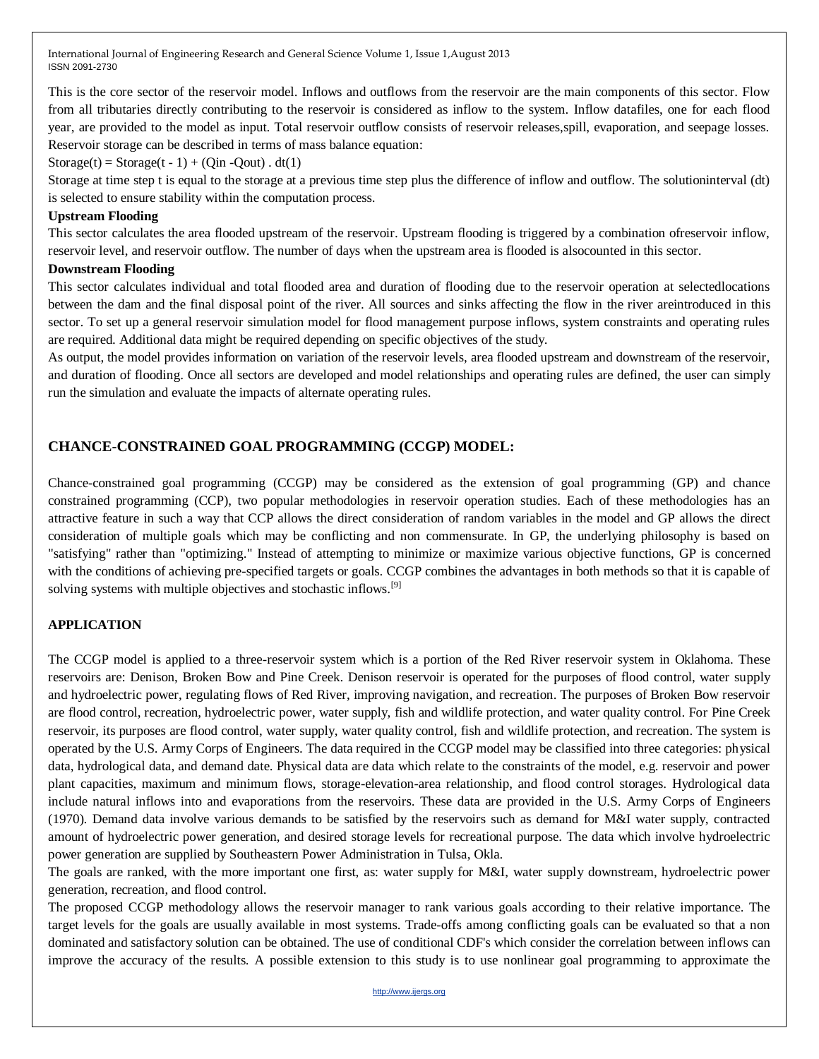This is the core sector of the reservoir model. Inflows and outflows from the reservoir are the main components of this sector. Flow from all tributaries directly contributing to the reservoir is considered as inflow to the system. Inflow datafiles, one for each flood year, are provided to the model as input. Total reservoir outflow consists of reservoir releases,spill, evaporation, and seepage losses. Reservoir storage can be described in terms of mass balance equation:

$$\text{Storage}(t) = \text{Storage}(t - 1) + (Q_{in} - Q_{out}) \cdot dt \quad (1)$$

Storage at time step t is equal to the storage at a previous time step plus the difference of inflow and outflow. The solutioninterval (dt) is selected to ensure stability within the computation process.

**Upstream Flooding**

This sector calculates the area flooded upstream of the reservoir. Upstream flooding is triggered by a combination ofreservoir inflow, reservoir level, and reservoir outflow. The number of days when the upstream area is flooded is alsocounted in this sector.

**Downstream Flooding**

This sector calculates individual and total flooded area and duration of flooding due to the reservoir operation at selectedlocations between the dam and the final disposal point of the river. All sources and sinks affecting the flow in the river areintroduced in this sector. To set up a general reservoir simulation model for flood management purpose inflows, system constraints and operating rules are required. Additional data might be required depending on specific objectives of the study.

As output, the model provides information on variation of the reservoir levels, area flooded upstream and downstream of the reservoir, and duration of flooding. Once all sectors are developed and model relationships and operating rules are defined, the user can simply run the simulation and evaluate the impacts of alternate operating rules.

## CHANCE-CONSTRAINED GOAL PROGRAMMING (CCGP) MODEL:

Chance-constrained goal programming (CCGP) may be considered as the extension of goal programming (GP) and chance constrained programming (CCP), two popular methodologies in reservoir operation studies. Each of these methodologies has an attractive feature in such a way that CCP allows the direct consideration of random variables in the model and GP allows the direct consideration of multiple goals which may be conflicting and non commensurate. In GP, the underlying philosophy is based on "satisfying" rather than "optimizing." Instead of attempting to minimize or maximize various objective functions, GP is concerned with the conditions of achieving pre-specified targets or goals. CCGP combines the advantages in both methods so that it is capable of solving systems with multiple objectives and stochastic inflows.[9]

### APPLICATION

The CCGP model is applied to a three-reservoir system which is a portion of the Red River reservoir system in Oklahoma. These reservoirs are: Denison, Broken Bow and Pine Creek. Denison reservoir is operated for the purposes of flood control, water supply and hydroelectric power, regulating flows of Red River, improving navigation, and recreation. The purposes of Broken Bow reservoir are flood control, recreation, hydroelectric power, water supply, fish and wildlife protection, and water quality control. For Pine Creek reservoir, its purposes are flood control, water supply, water quality control, fish and wildlife protection, and recreation. The system is operated by the U.S. Army Corps of Engineers. The data required in the CCGP model may be classified into three categories: physical data, hydrological data, and demand date. Physical data are data which relate to the constraints of the model, e.g. reservoir and power plant capacities, maximum and minimum flows, storage-elevation-area relationship, and flood control storages. Hydrological data include natural inflows into and evaporations from the reservoirs. These data are provided in the U.S. Army Corps of Engineers (1970). Demand data involve various demands to be satisfied by the reservoirs such as demand for M&I water supply, contracted amount of hydroelectric power generation, and desired storage levels for recreational purpose. The data which involve hydroelectric power generation are supplied by Southeastern Power Administration in Tulsa, Okla.

The goals are ranked, with the more important one first, as: water supply for M&I, water supply downstream, hydroelectric power generation, recreation, and flood control.

The proposed CCGP methodology allows the reservoir manager to rank various goals according to their relative importance. The target levels for the goals are usually available in most systems. Trade-offs among conflicting goals can be evaluated so that a non dominated and satisfactory solution can be obtained. The use of conditional CDF's which consider the correlation between inflows can improve the accuracy of the results. A possible extension to this study is to use nonlinear goal programming to approximate the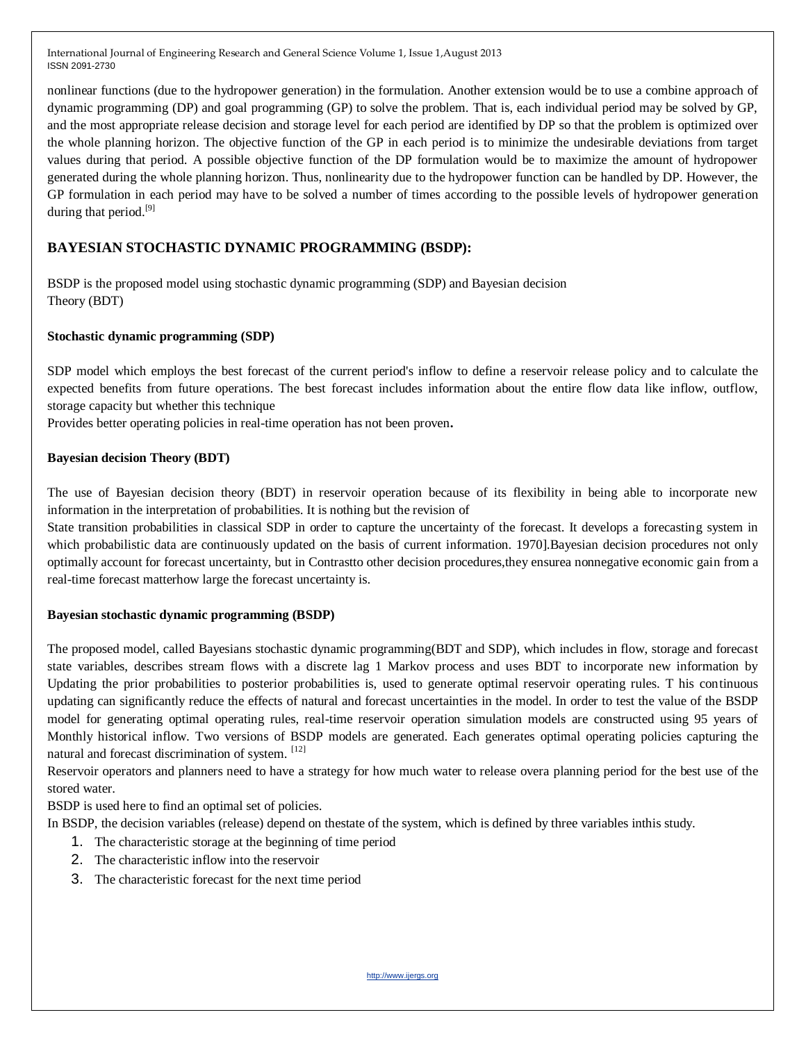nonlinear functions (due to the hydropower generation) in the formulation. Another extension would be to use a combine approach of dynamic programming (DP) and goal programming (GP) to solve the problem. That is, each individual period may be solved by GP, and the most appropriate release decision and storage level for each period are identified by DP so that the problem is optimized over the whole planning horizon. The objective function of the GP in each period is to minimize the undesirable deviations from target values during that period. A possible objective function of the DP formulation would be to maximize the amount of hydropower generated during the whole planning horizon. Thus, nonlinearity due to the hydropower function can be handled by DP. However, the GP formulation in each period may have to be solved a number of times according to the possible levels of hydropower generation during that period.[9]

## BAYESIAN STOCHASTIC DYNAMIC PROGRAMMING (BSDP):

BSDP is the proposed model using stochastic dynamic programming (SDP) and Bayesian decision Theory (BDT)

### Stochastic dynamic programming (SDP)

SDP model which employs the best forecast of the current period's inflow to define a reservoir release policy and to calculate the expected benefits from future operations. The best forecast includes information about the entire flow data like inflow, outflow, storage capacity but whether this technique Provides better operating policies in real-time operation has not been proven**.**

### Bayesian decision Theory (BDT)

The use of Bayesian decision theory (BDT) in reservoir operation because of its flexibility in being able to incorporate new information in the interpretation of probabilities. It is nothing but the revision of State transition probabilities in classical SDP in order to capture the uncertainty of the forecast. It develops a forecasting system in which probabilistic data are continuously updated on the basis of current information. 1970].Bayesian decision procedures not only optimally account for forecast uncertainty, but in Contrastto other decision procedures,they ensurea nonnegative economic gain from a real-time forecast matterhow large the forecast uncertainty is.

### Bayesian stochastic dynamic programming (BSDP)

The proposed model, called Bayesians stochastic dynamic programming(BDT and SDP), which includes in flow, storage and forecast state variables, describes stream flows with a discrete lag 1 Markov process and uses BDT to incorporate new information by Updating the prior probabilities to posterior probabilities is, used to generate optimal reservoir operating rules. T his continuous updating can significantly reduce the effects of natural and forecast uncertainties in the model. In order to test the value of the BSDP model for generating optimal operating rules, real-time reservoir operation simulation models are constructed using 95 years of Monthly historical inflow. Two versions of BSDP models are generated. Each generates optimal operating policies capturing the natural and forecast discrimination of system. [12]

Reservoir operators and planners need to have a strategy for how much water to release overa planning period for the best use of the stored water.

BSDP is used here to find an optimal set of policies.

In BSDP, the decision variables (release) depend on thestate of the system, which is defined by three variables inthis study.

1. The characteristic storage at the beginning of time period
2. The characteristic inflow into the reservoir
3. The characteristic forecast for the next time period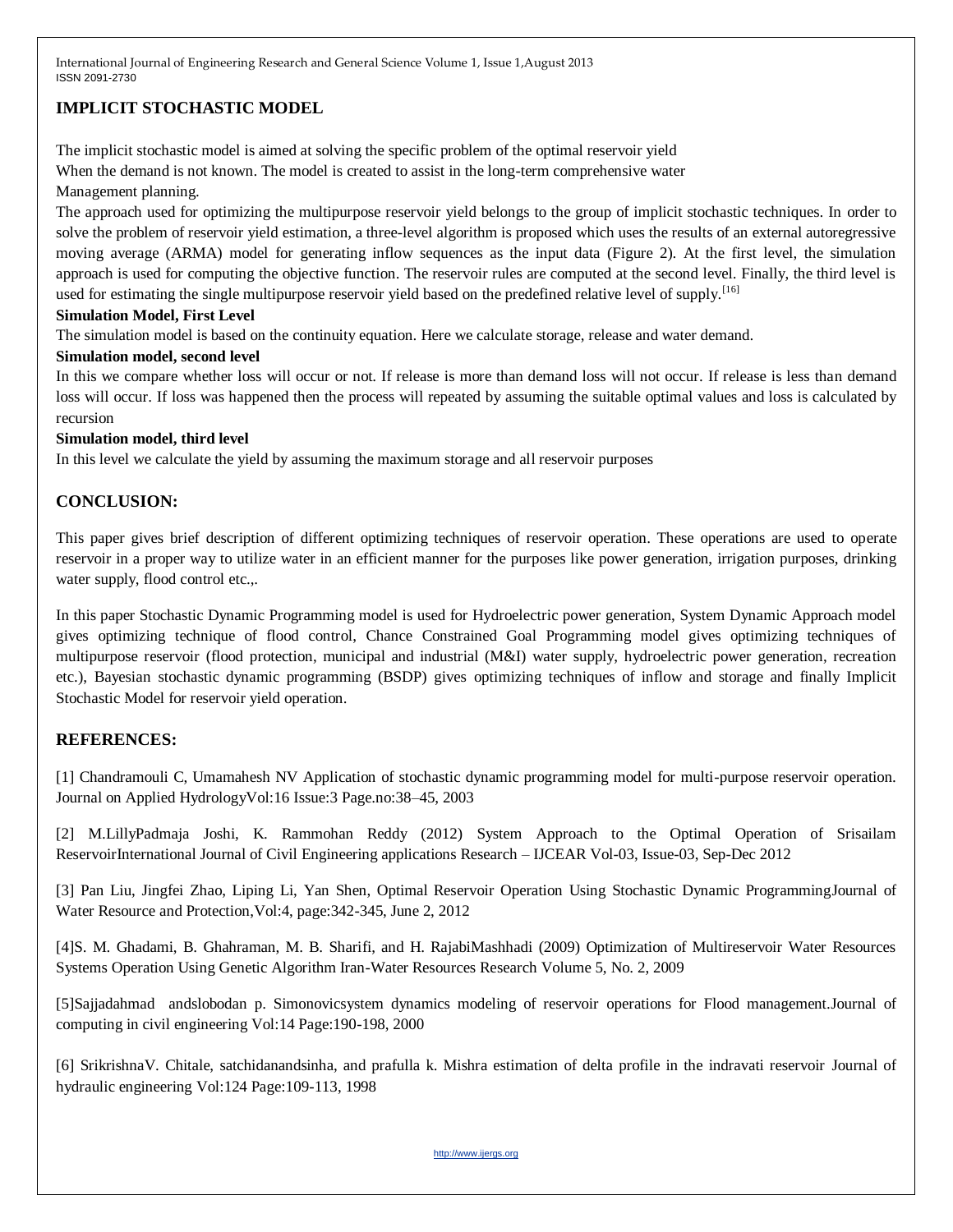## IMPLICIT STOCHASTIC MODEL

The implicit stochastic model is aimed at solving the specific problem of the optimal reservoir yield
When the demand is not known. The model is created to assist in the long-term comprehensive water
Management planning.

The approach used for optimizing the multipurpose reservoir yield belongs to the group of implicit stochastic techniques. In order to solve the problem of reservoir yield estimation, a three-level algorithm is proposed which uses the results of an external autoregressive moving average (ARMA) model for generating inflow sequences as the input data (Figure 2). At the first level, the simulation approach is used for computing the objective function. The reservoir rules are computed at the second level. Finally, the third level is used for estimating the single multipurpose reservoir yield based on the predefined relative level of supply.[16]

**Simulation Model, First Level**

The simulation model is based on the continuity equation. Here we calculate storage, release and water demand.

**Simulation model, second level**

In this we compare whether loss will occur or not. If release is more than demand loss will not occur. If release is less than demand loss will occur. If loss was happened then the process will repeated by assuming the suitable optimal values and loss is calculated by recursion

**Simulation model, third level**

In this level we calculate the yield by assuming the maximum storage and all reservoir purposes

## CONCLUSION:

This paper gives brief description of different optimizing techniques of reservoir operation. These operations are used to operate reservoir in a proper way to utilize water in an efficient manner for the purposes like power generation, irrigation purposes, drinking water supply, flood control etc.,.

In this paper Stochastic Dynamic Programming model is used for Hydroelectric power generation, System Dynamic Approach model gives optimizing technique of flood control, Chance Constrained Goal Programming model gives optimizing techniques of multipurpose reservoir (flood protection, municipal and industrial (M&I) water supply, hydroelectric power generation, recreation etc.), Bayesian stochastic dynamic programming (BSDP) gives optimizing techniques of inflow and storage and finally Implicit Stochastic Model for reservoir yield operation.

## REFERENCES:

[1] Chandramouli C, Umamahesh NV Application of stochastic dynamic programming model for multi-purpose reservoir operation. Journal on Applied HydrologyVol:16 Issue:3 Page.no:38–45, 2003

[2] M.LillyPadmaja Joshi, K. Rammohan Reddy (2012) System Approach to the Optimal Operation of Srisailam ReservoirInternational Journal of Civil Engineering applications Research – IJCEAR Vol-03, Issue-03, Sep-Dec 2012

[3] Pan Liu, Jingfei Zhao, Liping Li, Yan Shen, Optimal Reservoir Operation Using Stochastic Dynamic ProgrammingJournal of Water Resource and Protection,Vol:4, page:342-345, June 2, 2012

[4]S. M. Ghadami, B. Ghahraman, M. B. Sharifi, and H. RajabiMashhadi (2009) Optimization of Multireservoir Water Resources Systems Operation Using Genetic Algorithm Iran-Water Resources Research Volume 5, No. 2, 2009

[5]Sajjadahmad andslobodan p. Simonovicsystem dynamics modeling of reservoir operations for Flood management.Journal of computing in civil engineering Vol:14 Page:190-198, 2000

[6] SrikrishnaV. Chitale, satchidanandsinha, and prafulla k. Mishra estimation of delta profile in the indravati reservoir Journal of hydraulic engineering Vol:124 Page:109-113, 1998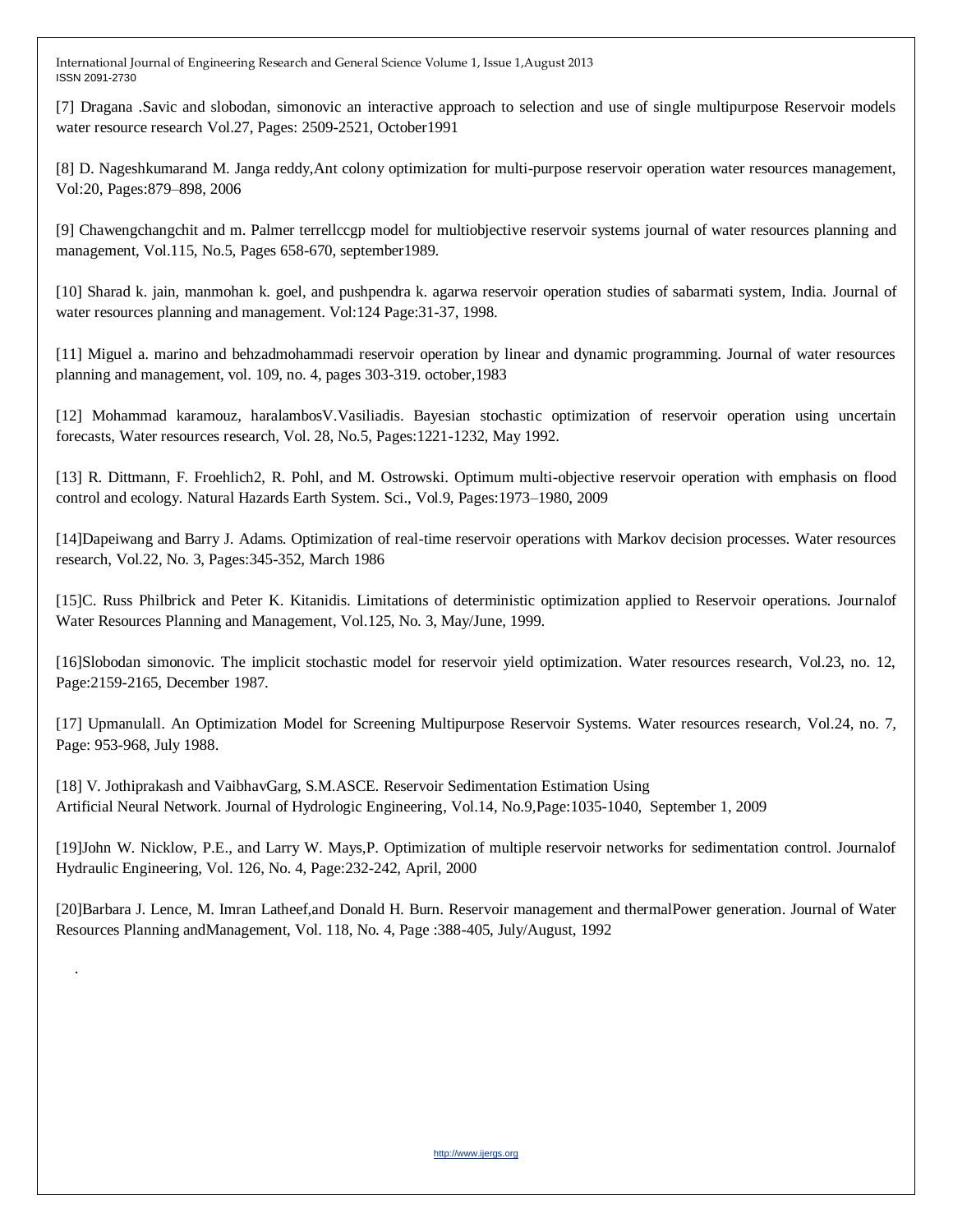[7] Dragana .Savic and slobodan, simonovic an interactive approach to selection and use of single multipurpose Reservoir models water resource research Vol.27, Pages: 2509-2521, October1991

[8] D. Nageshkumarand M. Janga reddy,Ant colony optimization for multi-purpose reservoir operation water resources management, Vol:20, Pages:879–898, 2006

[9] Chawengchangchit and m. Palmer terrellccgp model for multiobjective reservoir systems journal of water resources planning and management, Vol.115, No.5, Pages 658-670, september1989.

[10] Sharad k. jain, manmohan k. goel, and pushpendra k. agarwa reservoir operation studies of sabarmati system, India. Journal of water resources planning and management. Vol:124 Page:31-37, 1998.

[11] Miguel a. marino and behzadmohammadi reservoir operation by linear and dynamic programming. Journal of water resources planning and management, vol. 109, no. 4, pages 303-319. october,1983

[12] Mohammad karamouz, haralambosV.Vasiliadis. Bayesian stochastic optimization of reservoir operation using uncertain forecasts, Water resources research, Vol. 28, No.5, Pages:1221-1232, May 1992.

[13] R. Dittmann, F. Froehlich2, R. Pohl, and M. Ostrowski. Optimum multi-objective reservoir operation with emphasis on flood control and ecology. Natural Hazards Earth System. Sci., Vol.9, Pages:1973–1980, 2009

[14]Dapeiwang and Barry J. Adams. Optimization of real-time reservoir operations with Markov decision processes. Water resources research, Vol.22, No. 3, Pages:345-352, March 1986

[15]C. Russ Philbrick and Peter K. Kitanidis. Limitations of deterministic optimization applied to Reservoir operations. Journalof Water Resources Planning and Management, Vol.125, No. 3, May/June, 1999.

[16]Slobodan simonovic. The implicit stochastic model for reservoir yield optimization. Water resources research, Vol.23, no. 12, Page:2159-2165, December 1987.

[17] Upmanulall. An Optimization Model for Screening Multipurpose Reservoir Systems. Water resources research, Vol.24, no. 7, Page: 953-968, July 1988.

[18] V. Jothiprakash and VaibhavGarg, S.M.ASCE. Reservoir Sedimentation Estimation Using Artificial Neural Network. Journal of Hydrologic Engineering, Vol.14, No.9,Page:1035-1040, September 1, 2009

[19]John W. Nicklow, P.E., and Larry W. Mays,P. Optimization of multiple reservoir networks for sedimentation control. Journalof Hydraulic Engineering, Vol. 126, No. 4, Page:232-242, April, 2000

[20]Barbara J. Lence, M. Imran Latheef,and Donald H. Burn. Reservoir management and thermalPower generation. Journal of Water Resources Planning andManagement, Vol. 118, No. 4, Page :388-405, July/August, 1992